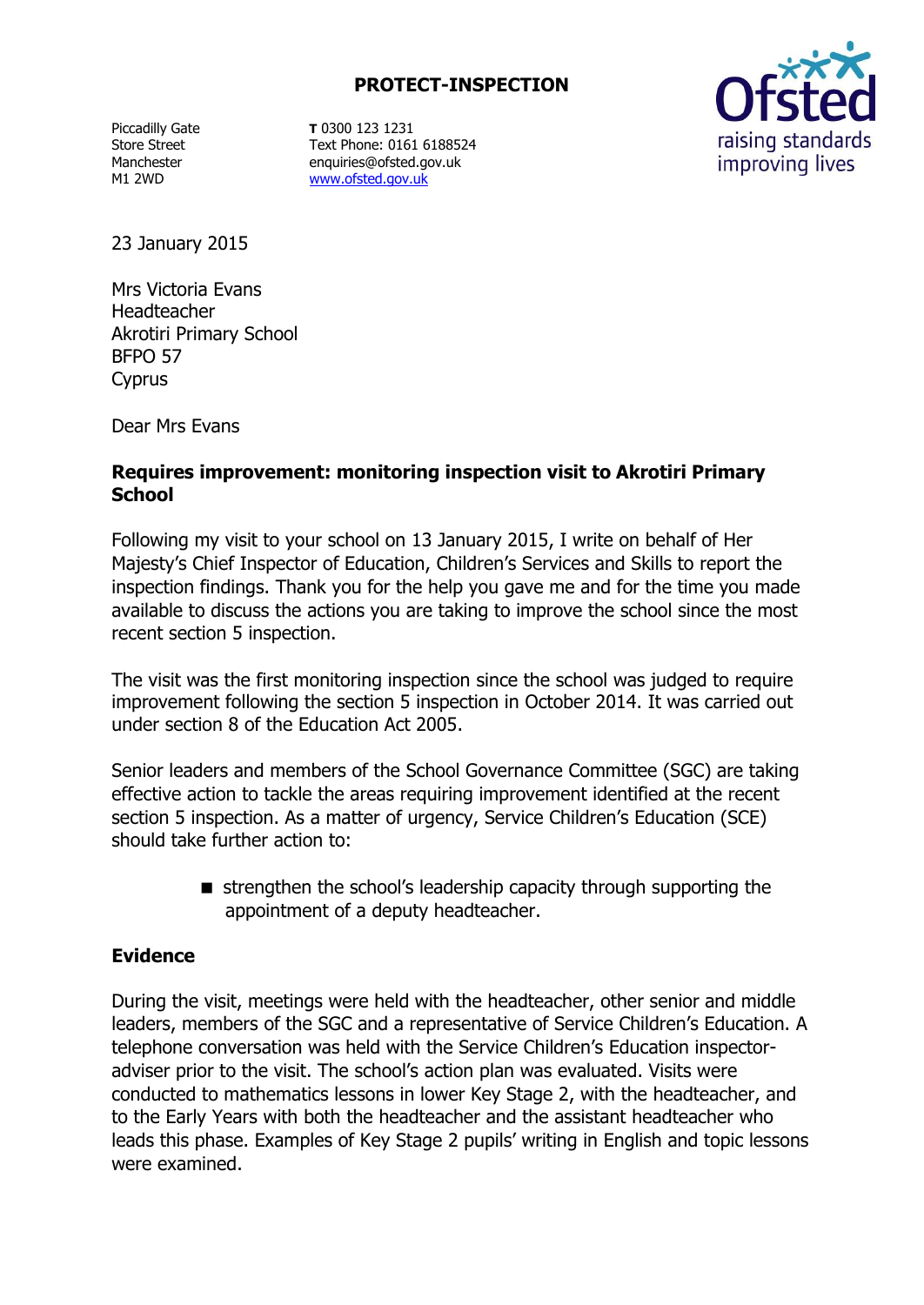**PROTECT-INSPECTION**

Piccadilly Gate
Store Street
Manchester
M1 2WD

**T** 0300 123 1231
Text Phone: 0161 6188524
enquiries@ofsted.gov.uk
www.ofsted.gov.uk

Ofsted
raising standards
improving lives

23 January 2015

Mrs Victoria Evans
Headteacher
Akrotiri Primary School
BFPO 57
Cyprus

Dear Mrs Evans

**Requires improvement: monitoring inspection visit to Akrotiri Primary School**

Following my visit to your school on 13 January 2015, I write on behalf of Her Majesty's Chief Inspector of Education, Children's Services and Skills to report the inspection findings. Thank you for the help you gave me and for the time you made available to discuss the actions you are taking to improve the school since the most recent section 5 inspection.

The visit was the first monitoring inspection since the school was judged to require improvement following the section 5 inspection in October 2014. It was carried out under section 8 of the Education Act 2005.

Senior leaders and members of the School Governance Committee (SGC) are taking effective action to tackle the areas requiring improvement identified at the recent section 5 inspection. As a matter of urgency, Service Children's Education (SCE) should take further action to:

- strengthen the school's leadership capacity through supporting the appointment of a deputy headteacher.

## Evidence

During the visit, meetings were held with the headteacher, other senior and middle leaders, members of the SGC and a representative of Service Children's Education. A telephone conversation was held with the Service Children's Education inspector-adviser prior to the visit. The school's action plan was evaluated. Visits were conducted to mathematics lessons in lower Key Stage 2, with the headteacher, and to the Early Years with both the headteacher and the assistant headteacher who leads this phase. Examples of Key Stage 2 pupils' writing in English and topic lessons were examined.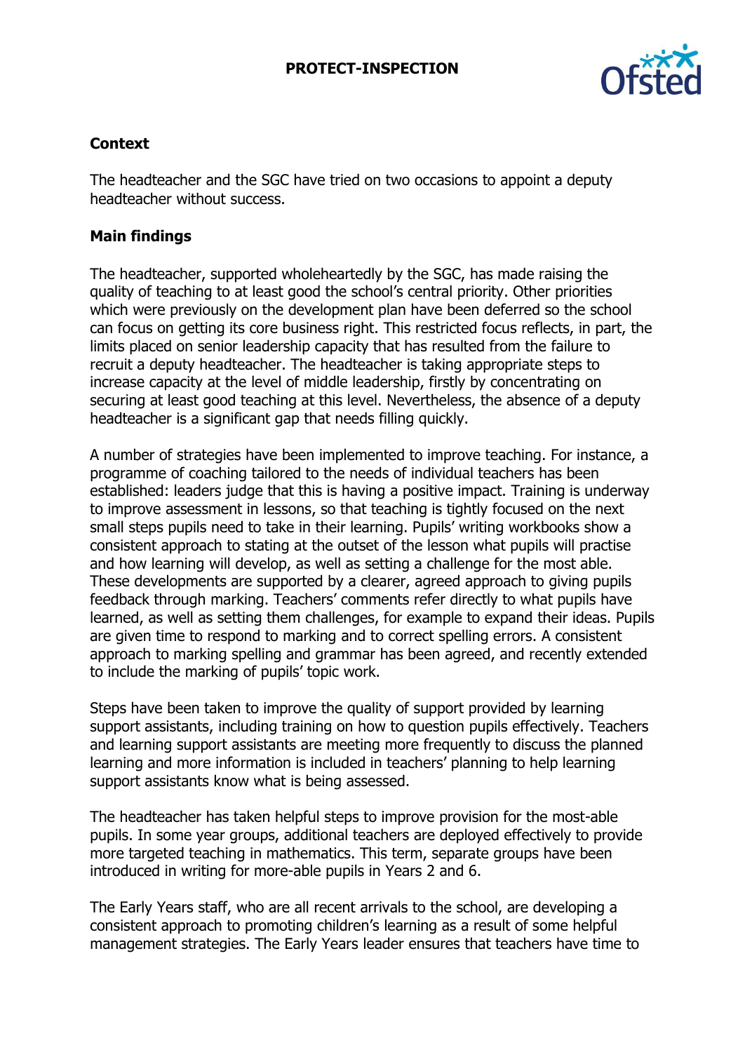### Context

The headteacher and the SGC have tried on two occasions to appoint a deputy headteacher without success.

### Main findings

The headteacher, supported wholeheartedly by the SGC, has made raising the quality of teaching to at least good the school's central priority. Other priorities which were previously on the development plan have been deferred so the school can focus on getting its core business right. This restricted focus reflects, in part, the limits placed on senior leadership capacity that has resulted from the failure to recruit a deputy headteacher. The headteacher is taking appropriate steps to increase capacity at the level of middle leadership, firstly by concentrating on securing at least good teaching at this level. Nevertheless, the absence of a deputy headteacher is a significant gap that needs filling quickly.

A number of strategies have been implemented to improve teaching. For instance, a programme of coaching tailored to the needs of individual teachers has been established: leaders judge that this is having a positive impact. Training is underway to improve assessment in lessons, so that teaching is tightly focused on the next small steps pupils need to take in their learning. Pupils' writing workbooks show a consistent approach to stating at the outset of the lesson what pupils will practise and how learning will develop, as well as setting a challenge for the most able. These developments are supported by a clearer, agreed approach to giving pupils feedback through marking. Teachers' comments refer directly to what pupils have learned, as well as setting them challenges, for example to expand their ideas. Pupils are given time to respond to marking and to correct spelling errors. A consistent approach to marking spelling and grammar has been agreed, and recently extended to include the marking of pupils' topic work.

Steps have been taken to improve the quality of support provided by learning support assistants, including training on how to question pupils effectively. Teachers and learning support assistants are meeting more frequently to discuss the planned learning and more information is included in teachers' planning to help learning support assistants know what is being assessed.

The headteacher has taken helpful steps to improve provision for the most-able pupils. In some year groups, additional teachers are deployed effectively to provide more targeted teaching in mathematics. This term, separate groups have been introduced in writing for more-able pupils in Years 2 and 6.

The Early Years staff, who are all recent arrivals to the school, are developing a consistent approach to promoting children's learning as a result of some helpful management strategies. The Early Years leader ensures that teachers have time to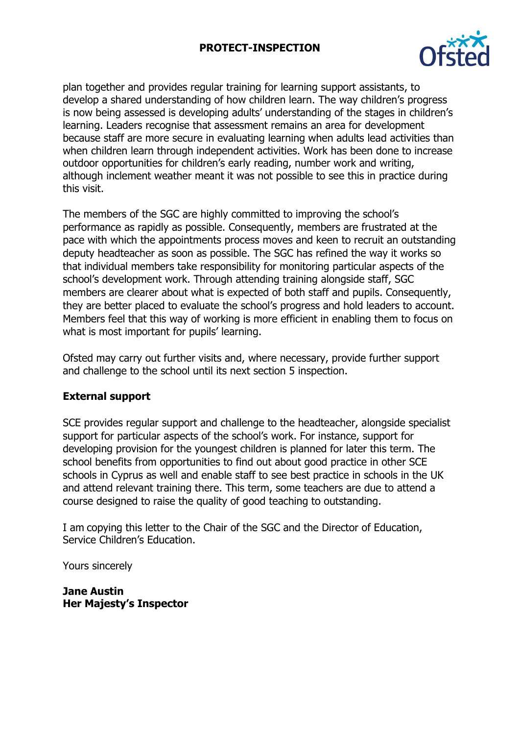plan together and provides regular training for learning support assistants, to develop a shared understanding of how children learn. The way children's progress is now being assessed is developing adults' understanding of the stages in children's learning. Leaders recognise that assessment remains an area for development because staff are more secure in evaluating learning when adults lead activities than when children learn through independent activities. Work has been done to increase outdoor opportunities for children's early reading, number work and writing, although inclement weather meant it was not possible to see this in practice during this visit.

The members of the SGC are highly committed to improving the school's performance as rapidly as possible. Consequently, members are frustrated at the pace with which the appointments process moves and keen to recruit an outstanding deputy headteacher as soon as possible. The SGC has refined the way it works so that individual members take responsibility for monitoring particular aspects of the school's development work. Through attending training alongside staff, SGC members are clearer about what is expected of both staff and pupils. Consequently, they are better placed to evaluate the school's progress and hold leaders to account. Members feel that this way of working is more efficient in enabling them to focus on what is most important for pupils' learning.

Ofsted may carry out further visits and, where necessary, provide further support and challenge to the school until its next section 5 inspection.

**External support**

SCE provides regular support and challenge to the headteacher, alongside specialist support for particular aspects of the school's work. For instance, support for developing provision for the youngest children is planned for later this term. The school benefits from opportunities to find out about good practice in other SCE schools in Cyprus as well and enable staff to see best practice in schools in the UK and attend relevant training there. This term, some teachers are due to attend a course designed to raise the quality of good teaching to outstanding.

I am copying this letter to the Chair of the SGC and the Director of Education, Service Children's Education.

Yours sincerely

**Jane Austin**
**Her Majesty's Inspector**